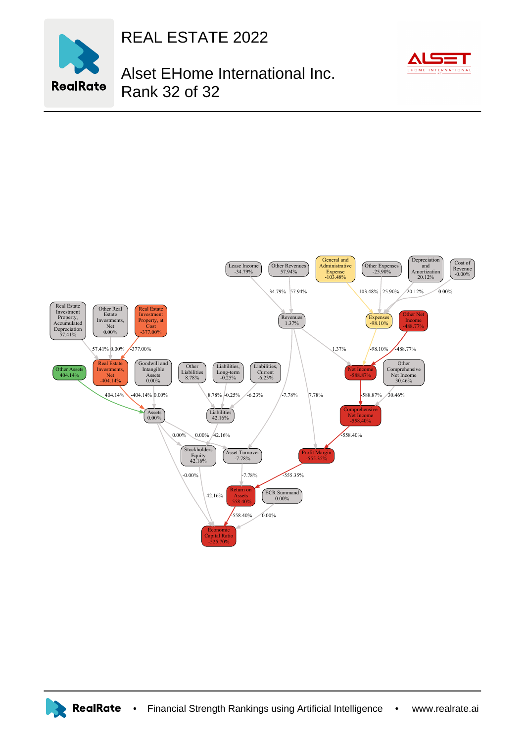# REAL ESTATE 2022

## Alset EHome International Inc.
## Rank 32 of 32

Lease Income -34.79%

Other Revenues 57.94%

General and Administrative Expense -103.48%

Other Expenses -25.90%

Depreciation and Amortization 20.12%

Cost of Revenue -0.00%

Revenues 1.37%

Expenses -98.10%

Other Net Income -488.77%

Real Estate Investment Property, Accumulated Depreciation 57.41%

Other Real Estate Investments, Net 0.00%

Real Estate Investment Property, at Cost -377.00%

Real Estate Investments, Net -404.14%

Goodwill and Intangible Assets 0.00%

Other Liabilities 8.78%

Liabilities, Long-term -0.25%

Liabilities, Current -6.23%

Other Assets 404.14%

Net Income -588.87%

Other Comprehensive Net Income 30.46%

Assets 0.00%

Liabilities 42.16%

Comprehensive Net Income -558.40%

Stockholders Equity 42.16%

Asset Turnover -7.78%

Profit Margin -555.35%

Return on Assets -558.40%

ECR Summand 0.00%

Economic Capital Ratio -525.70%

**RealRate** • Financial Strength Rankings using Artificial Intelligence • www.realrate.ai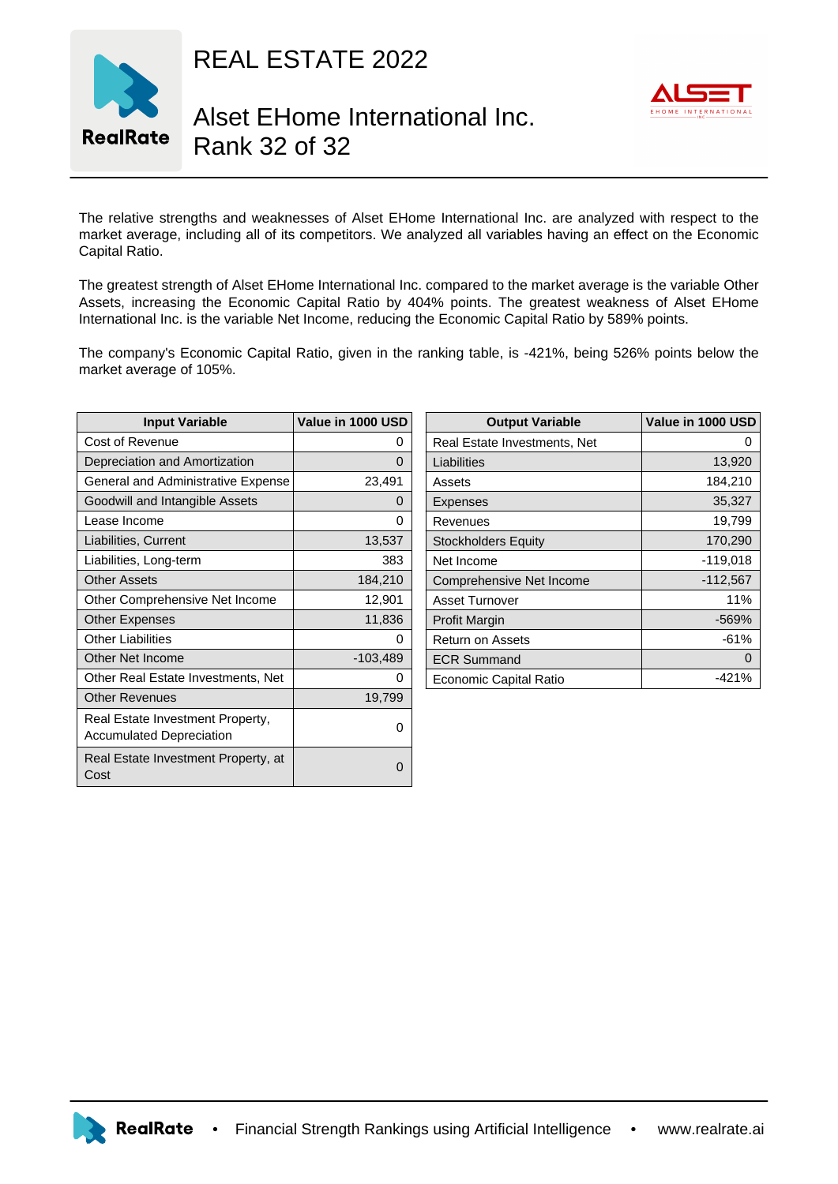# REAL ESTATE 2022

## Alset EHome International Inc.
## Rank 32 of 32

The relative strengths and weaknesses of Alset EHome International Inc. are analyzed with respect to the market average, including all of its competitors. We analyzed all variables having an effect on the Economic Capital Ratio.

The greatest strength of Alset EHome International Inc. compared to the market average is the variable Other Assets, increasing the Economic Capital Ratio by 404% points. The greatest weakness of Alset EHome International Inc. is the variable Net Income, reducing the Economic Capital Ratio by 589% points.

The company's Economic Capital Ratio, given in the ranking table, is -421%, being 526% points below the market average of 105%.

| Input Variable | Value in 1000 USD |
|---|---|
| Cost of Revenue | 0 |
| Depreciation and Amortization | 0 |
| General and Administrative Expense | 23,491 |
| Goodwill and Intangible Assets | 0 |
| Lease Income | 0 |
| Liabilities, Current | 13,537 |
| Liabilities, Long-term | 383 |
| Other Assets | 184,210 |
| Other Comprehensive Net Income | 12,901 |
| Other Expenses | 11,836 |
| Other Liabilities | 0 |
| Other Net Income | -103,489 |
| Other Real Estate Investments, Net | 0 |
| Other Revenues | 19,799 |
| Real Estate Investment Property, Accumulated Depreciation | 0 |
| Real Estate Investment Property, at Cost | 0 |

| Output Variable | Value in 1000 USD |
|---|---|
| Real Estate Investments, Net | 0 |
| Liabilities | 13,920 |
| Assets | 184,210 |
| Expenses | 35,327 |
| Revenues | 19,799 |
| Stockholders Equity | 170,290 |
| Net Income | -119,018 |
| Comprehensive Net Income | -112,567 |
| Asset Turnover | 11% |
| Profit Margin | -569% |
| Return on Assets | -61% |
| ECR Summand | 0 |
| Economic Capital Ratio | -421% |